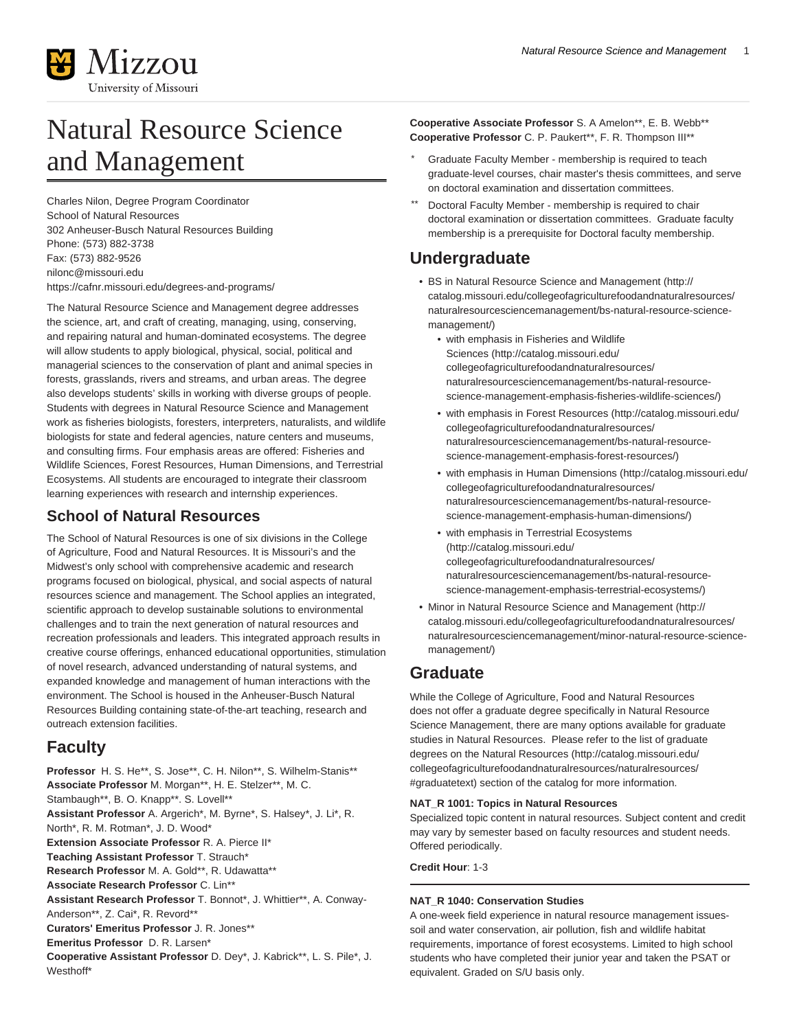# Natural Resource Science and Management

Charles Nilon, Degree Program Coordinator
School of Natural Resources
302 Anheuser-Busch Natural Resources Building
Phone: (573) 882-3738
Fax: (573) 882-9526
nilonc@missouri.edu
https://cafnr.missouri.edu/degrees-and-programs/

The Natural Resource Science and Management degree addresses the science, art, and craft of creating, managing, using, conserving, and repairing natural and human-dominated ecosystems. The degree will allow students to apply biological, physical, social, political and managerial sciences to the conservation of plant and animal species in forests, grasslands, rivers and streams, and urban areas. The degree also develops students' skills in working with diverse groups of people. Students with degrees in Natural Resource Science and Management work as fisheries biologists, foresters, interpreters, naturalists, and wildlife biologists for state and federal agencies, nature centers and museums, and consulting firms. Four emphasis areas are offered: Fisheries and Wildlife Sciences, Forest Resources, Human Dimensions, and Terrestrial Ecosystems. All students are encouraged to integrate their classroom learning experiences with research and internship experiences.

## School of Natural Resources

The School of Natural Resources is one of six divisions in the College of Agriculture, Food and Natural Resources. It is Missouri's and the Midwest's only school with comprehensive academic and research programs focused on biological, physical, and social aspects of natural resources science and management. The School applies an integrated, scientific approach to develop sustainable solutions to environmental challenges and to train the next generation of natural resources and recreation professionals and leaders. This integrated approach results in creative course offerings, enhanced educational opportunities, stimulation of novel research, advanced understanding of natural systems, and expanded knowledge and management of human interactions with the environment. The School is housed in the Anheuser-Busch Natural Resources Building containing state-of-the-art teaching, research and outreach extension facilities.

## Faculty

**Professor** H. S. He**, S. Jose**, C. H. Nilon**, S. Wilhelm-Stanis**
**Associate Professor** M. Morgan**, H. E. Stelzer**, M. C. Stambaugh**, B. O. Knapp**. S. Lovell**
**Assistant Professor** A. Argerich*, M. Byrne*, S. Halsey*, J. Li*, R. North*, R. M. Rotman*, J. D. Wood*
**Extension Associate Professor** R. A. Pierce II*
**Teaching Assistant Professor** T. Strauch*
**Research Professor** M. A. Gold**, R. Udawatta**
**Associate Research Professor** C. Lin**
**Assistant Research Professor** T. Bonnot*, J. Whittier**, A. Conway-Anderson**, Z. Cai*, R. Revord**
**Curators' Emeritus Professor** J. R. Jones**
**Emeritus Professor** D. R. Larsen*
**Cooperative Assistant Professor** D. Dey*, J. Kabrick**, L. S. Pile*, J. Westhoff*
**Cooperative Associate Professor** S. A Amelon**, E. B. Webb**
**Cooperative Professor** C. P. Paukert**, F. R. Thompson III**

- \* Graduate Faculty Member - membership is required to teach graduate-level courses, chair master's thesis committees, and serve on doctoral examination and dissertation committees.
- ** Doctoral Faculty Member - membership is required to chair doctoral examination or dissertation committees. Graduate faculty membership is a prerequisite for Doctoral faculty membership.

## Undergraduate

- BS in Natural Resource Science and Management (http://catalog.missouri.edu/collegeofagriculturefoodandnaturalresources/naturalresourcesciencemanagement/bs-natural-resource-science-management/)
  - with emphasis in Fisheries and Wildlife Sciences (http://catalog.missouri.edu/collegeofagriculturefoodandnaturalresources/naturalresourcesciencemanagement/bs-natural-resource-science-management-emphasis-fisheries-wildlife-sciences/)
  - with emphasis in Forest Resources (http://catalog.missouri.edu/collegeofagriculturefoodandnaturalresources/naturalresourcesciencemanagement/bs-natural-resource-science-management-emphasis-forest-resources/)
  - with emphasis in Human Dimensions (http://catalog.missouri.edu/collegeofagriculturefoodandnaturalresources/naturalresourcesciencemanagement/bs-natural-resource-science-management-emphasis-human-dimensions/)
  - with emphasis in Terrestrial Ecosystems (http://catalog.missouri.edu/collegeofagriculturefoodandnaturalresources/naturalresourcesciencemanagement/bs-natural-resource-science-management-emphasis-terrestrial-ecosystems/)
- Minor in Natural Resource Science and Management (http://catalog.missouri.edu/collegeofagriculturefoodandnaturalresources/naturalresourcesciencemanagement/minor-natural-resource-science-management/)

## Graduate

While the College of Agriculture, Food and Natural Resources does not offer a graduate degree specifically in Natural Resource Science Management, there are many options available for graduate studies in Natural Resources. Please refer to the list of graduate degrees on the Natural Resources (http://catalog.missouri.edu/collegeofagriculturefoodandnaturalresources/naturalresources/#graduatetext) section of the catalog for more information.

**NAT_R 1001: Topics in Natural Resources**
Specialized topic content in natural resources. Subject content and credit may vary by semester based on faculty resources and student needs. Offered periodically.

**Credit Hour**: 1-3

---

**NAT_R 1040: Conservation Studies**
A one-week field experience in natural resource management issues-soil and water conservation, air pollution, fish and wildlife habitat requirements, importance of forest ecosystems. Limited to high school students who have completed their junior year and taken the PSAT or equivalent. Graded on S/U basis only.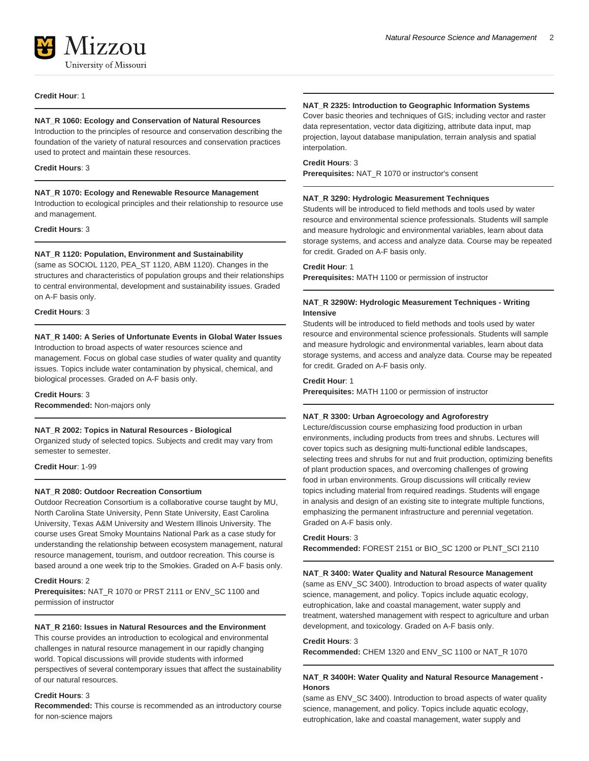**Credit Hour**: 1

---

**NAT_R 1060: Ecology and Conservation of Natural Resources**
Introduction to the principles of resource and conservation describing the foundation of the variety of natural resources and conservation practices used to protect and maintain these resources.

**Credit Hours**: 3

---

**NAT_R 1070: Ecology and Renewable Resource Management**
Introduction to ecological principles and their relationship to resource use and management.

**Credit Hours**: 3

---

**NAT_R 1120: Population, Environment and Sustainability**
(same as SOCIOL 1120, PEA_ST 1120, ABM 1120). Changes in the structures and characteristics of population groups and their relationships to central environmental, development and sustainability issues. Graded on A-F basis only.

**Credit Hours**: 3

---

**NAT_R 1400: A Series of Unfortunate Events in Global Water Issues**
Introduction to broad aspects of water resources science and management. Focus on global case studies of water quality and quantity issues. Topics include water contamination by physical, chemical, and biological processes. Graded on A-F basis only.

**Credit Hours**: 3
**Recommended:** Non-majors only

---

**NAT_R 2002: Topics in Natural Resources - Biological**
Organized study of selected topics. Subjects and credit may vary from semester to semester.

**Credit Hour**: 1-99

---

**NAT_R 2080: Outdoor Recreation Consortium**
Outdoor Recreation Consortium is a collaborative course taught by MU, North Carolina State University, Penn State University, East Carolina University, Texas A&M University and Western Illinois University. The course uses Great Smoky Mountains National Park as a case study for understanding the relationship between ecosystem management, natural resource management, tourism, and outdoor recreation. This course is based around a one week trip to the Smokies. Graded on A-F basis only.

**Credit Hours**: 2
**Prerequisites:** NAT_R 1070 or PRST 2111 or ENV_SC 1100 and permission of instructor

---

**NAT_R 2160: Issues in Natural Resources and the Environment**
This course provides an introduction to ecological and environmental challenges in natural resource management in our rapidly changing world. Topical discussions will provide students with informed perspectives of several contemporary issues that affect the sustainability of our natural resources.

**Credit Hours**: 3
**Recommended:** This course is recommended as an introductory course for non-science majors

---

**NAT_R 2325: Introduction to Geographic Information Systems**
Cover basic theories and techniques of GIS; including vector and raster data representation, vector data digitizing, attribute data input, map projection, layout database manipulation, terrain analysis and spatial interpolation.

**Credit Hours**: 3
**Prerequisites:** NAT_R 1070 or instructor's consent

---

**NAT_R 3290: Hydrologic Measurement Techniques**
Students will be introduced to field methods and tools used by water resource and environmental science professionals. Students will sample and measure hydrologic and environmental variables, learn about data storage systems, and access and analyze data. Course may be repeated for credit. Graded on A-F basis only.

**Credit Hour**: 1
**Prerequisites:** MATH 1100 or permission of instructor

---

**NAT_R 3290W: Hydrologic Measurement Techniques - Writing Intensive**
Students will be introduced to field methods and tools used by water resource and environmental science professionals. Students will sample and measure hydrologic and environmental variables, learn about data storage systems, and access and analyze data. Course may be repeated for credit. Graded on A-F basis only.

**Credit Hour**: 1
**Prerequisites:** MATH 1100 or permission of instructor

---

**NAT_R 3300: Urban Agroecology and Agroforestry**
Lecture/discussion course emphasizing food production in urban environments, including products from trees and shrubs. Lectures will cover topics such as designing multi-functional edible landscapes, selecting trees and shrubs for nut and fruit production, optimizing benefits of plant production spaces, and overcoming challenges of growing food in urban environments. Group discussions will critically review topics including material from required readings. Students will engage in analysis and design of an existing site to integrate multiple functions, emphasizing the permanent infrastructure and perennial vegetation. Graded on A-F basis only.

**Credit Hours**: 3
**Recommended:** FOREST 2151 or BIO_SC 1200 or PLNT_SCI 2110

---

**NAT_R 3400: Water Quality and Natural Resource Management**
(same as ENV_SC 3400). Introduction to broad aspects of water quality science, management, and policy. Topics include aquatic ecology, eutrophication, lake and coastal management, water supply and treatment, watershed management with respect to agriculture and urban development, and toxicology. Graded on A-F basis only.

**Credit Hours**: 3
**Recommended:** CHEM 1320 and ENV_SC 1100 or NAT_R 1070

---

**NAT_R 3400H: Water Quality and Natural Resource Management - Honors**
(same as ENV_SC 3400). Introduction to broad aspects of water quality science, management, and policy. Topics include aquatic ecology, eutrophication, lake and coastal management, water supply and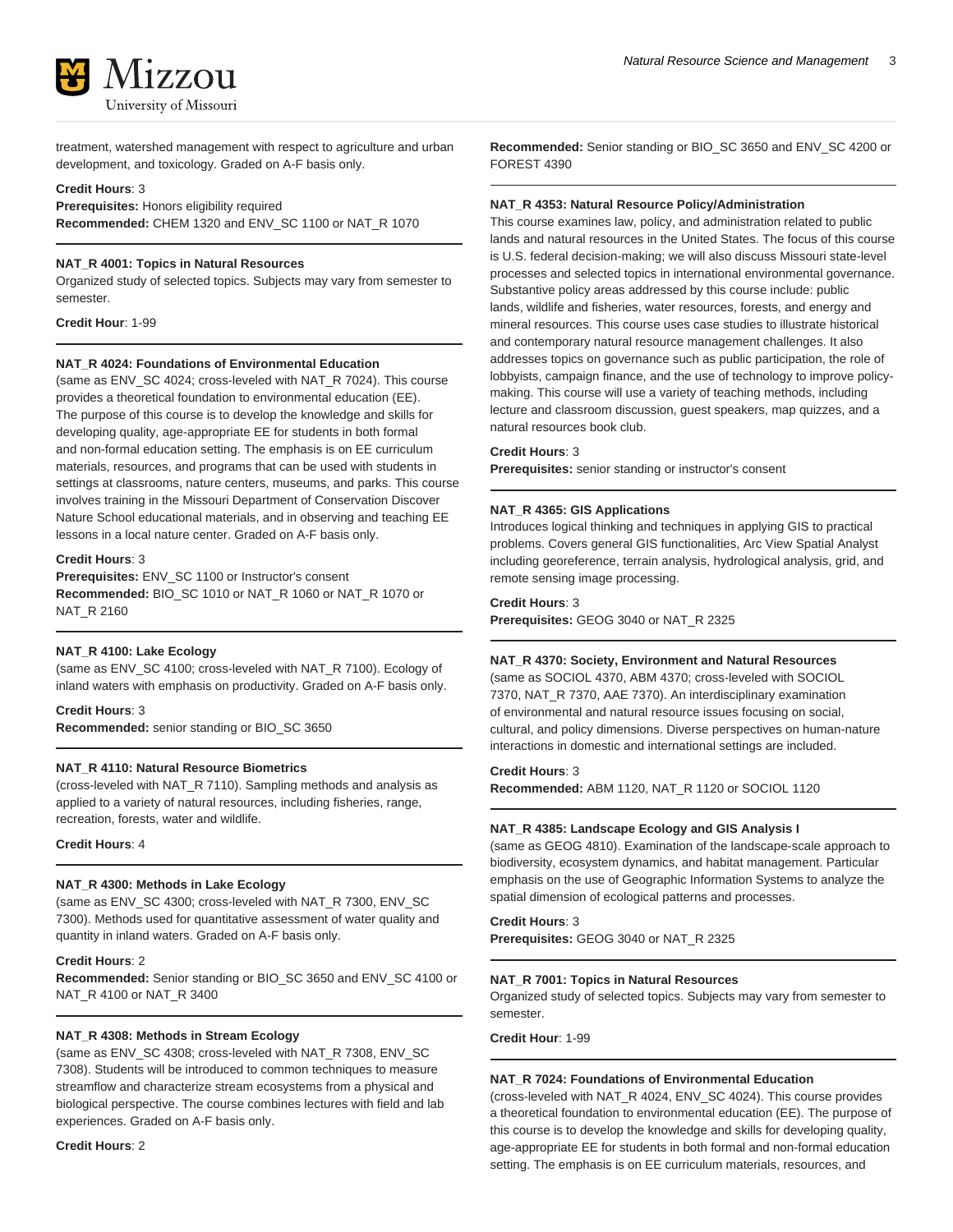treatment, watershed management with respect to agriculture and urban development, and toxicology. Graded on A-F basis only.

**Credit Hours**: 3
**Prerequisites:** Honors eligibility required
**Recommended:** CHEM 1320 and ENV_SC 1100 or NAT_R 1070

---

**NAT_R 4001: Topics in Natural Resources**
Organized study of selected topics. Subjects may vary from semester to semester.

**Credit Hour**: 1-99

---

**NAT_R 4024: Foundations of Environmental Education**
(same as ENV_SC 4024; cross-leveled with NAT_R 7024). This course provides a theoretical foundation to environmental education (EE). The purpose of this course is to develop the knowledge and skills for developing quality, age-appropriate EE for students in both formal and non-formal education setting. The emphasis is on EE curriculum materials, resources, and programs that can be used with students in settings at classrooms, nature centers, museums, and parks. This course involves training in the Missouri Department of Conservation Discover Nature School educational materials, and in observing and teaching EE lessons in a local nature center. Graded on A-F basis only.

**Credit Hours**: 3
**Prerequisites:** ENV_SC 1100 or Instructor's consent
**Recommended:** BIO_SC 1010 or NAT_R 1060 or NAT_R 1070 or NAT_R 2160

---

**NAT_R 4100: Lake Ecology**
(same as ENV_SC 4100; cross-leveled with NAT_R 7100). Ecology of inland waters with emphasis on productivity. Graded on A-F basis only.

**Credit Hours**: 3
**Recommended:** senior standing or BIO_SC 3650

---

**NAT_R 4110: Natural Resource Biometrics**
(cross-leveled with NAT_R 7110). Sampling methods and analysis as applied to a variety of natural resources, including fisheries, range, recreation, forests, water and wildlife.

**Credit Hours**: 4

---

**NAT_R 4300: Methods in Lake Ecology**
(same as ENV_SC 4300; cross-leveled with NAT_R 7300, ENV_SC 7300). Methods used for quantitative assessment of water quality and quantity in inland waters. Graded on A-F basis only.

**Credit Hours**: 2
**Recommended:** Senior standing or BIO_SC 3650 and ENV_SC 4100 or NAT_R 4100 or NAT_R 3400

---

**NAT_R 4308: Methods in Stream Ecology**
(same as ENV_SC 4308; cross-leveled with NAT_R 7308, ENV_SC 7308). Students will be introduced to common techniques to measure streamflow and characterize stream ecosystems from a physical and biological perspective. The course combines lectures with field and lab experiences. Graded on A-F basis only.

**Credit Hours**: 2
**Recommended:** Senior standing or BIO_SC 3650 and ENV_SC 4200 or FOREST 4390

---

**NAT_R 4353: Natural Resource Policy/Administration**
This course examines law, policy, and administration related to public lands and natural resources in the United States. The focus of this course is U.S. federal decision-making; we will also discuss Missouri state-level processes and selected topics in international environmental governance. Substantive policy areas addressed by this course include: public lands, wildlife and fisheries, water resources, forests, and energy and mineral resources. This course uses case studies to illustrate historical and contemporary natural resource management challenges. It also addresses topics on governance such as public participation, the role of lobbyists, campaign finance, and the use of technology to improve policy-making. This course will use a variety of teaching methods, including lecture and classroom discussion, guest speakers, map quizzes, and a natural resources book club.

**Credit Hours**: 3
**Prerequisites:** senior standing or instructor's consent

---

**NAT_R 4365: GIS Applications**
Introduces logical thinking and techniques in applying GIS to practical problems. Covers general GIS functionalities, Arc View Spatial Analyst including georeference, terrain analysis, hydrological analysis, grid, and remote sensing image processing.

**Credit Hours**: 3
**Prerequisites:** GEOG 3040 or NAT_R 2325

---

**NAT_R 4370: Society, Environment and Natural Resources**
(same as SOCIOL 4370, ABM 4370; cross-leveled with SOCIOL 7370, NAT_R 7370, AAE 7370). An interdisciplinary examination of environmental and natural resource issues focusing on social, cultural, and policy dimensions. Diverse perspectives on human-nature interactions in domestic and international settings are included.

**Credit Hours**: 3
**Recommended:** ABM 1120, NAT_R 1120 or SOCIOL 1120

---

**NAT_R 4385: Landscape Ecology and GIS Analysis I**
(same as GEOG 4810). Examination of the landscape-scale approach to biodiversity, ecosystem dynamics, and habitat management. Particular emphasis on the use of Geographic Information Systems to analyze the spatial dimension of ecological patterns and processes.

**Credit Hours**: 3
**Prerequisites:** GEOG 3040 or NAT_R 2325

---

**NAT_R 7001: Topics in Natural Resources**
Organized study of selected topics. Subjects may vary from semester to semester.

**Credit Hour**: 1-99

---

**NAT_R 7024: Foundations of Environmental Education**
(cross-leveled with NAT_R 4024, ENV_SC 4024). This course provides a theoretical foundation to environmental education (EE). The purpose of this course is to develop the knowledge and skills for developing quality, age-appropriate EE for students in both formal and non-formal education setting. The emphasis is on EE curriculum materials, resources, and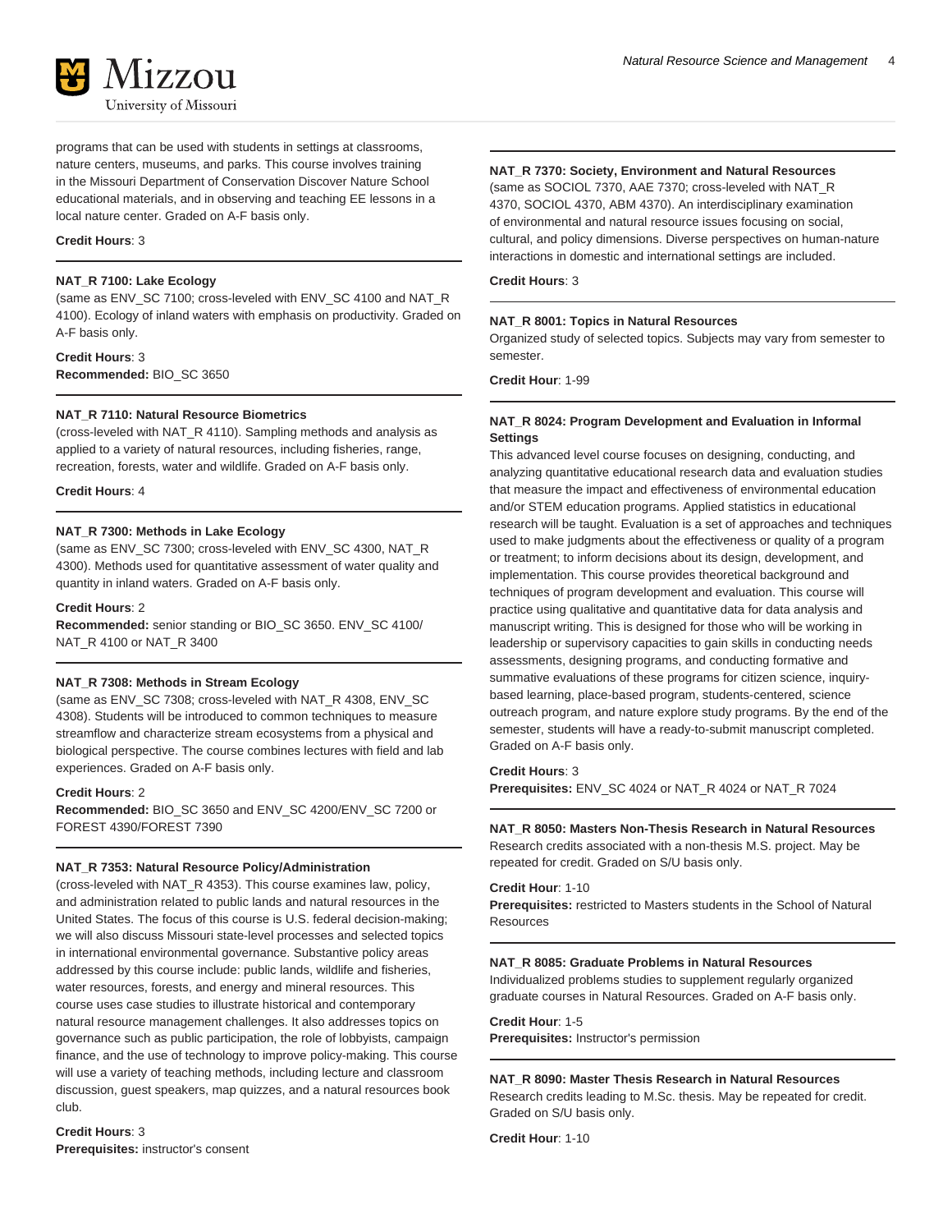programs that can be used with students in settings at classrooms, nature centers, museums, and parks. This course involves training in the Missouri Department of Conservation Discover Nature School educational materials, and in observing and teaching EE lessons in a local nature center. Graded on A-F basis only.

**Credit Hours**: 3

---

**NAT_R 7100: Lake Ecology**
(same as ENV_SC 7100; cross-leveled with ENV_SC 4100 and NAT_R 4100). Ecology of inland waters with emphasis on productivity. Graded on A-F basis only.

**Credit Hours**: 3
**Recommended:** BIO_SC 3650

---

**NAT_R 7110: Natural Resource Biometrics**
(cross-leveled with NAT_R 4110). Sampling methods and analysis as applied to a variety of natural resources, including fisheries, range, recreation, forests, water and wildlife. Graded on A-F basis only.

**Credit Hours**: 4

---

**NAT_R 7300: Methods in Lake Ecology**
(same as ENV_SC 7300; cross-leveled with ENV_SC 4300, NAT_R 4300). Methods used for quantitative assessment of water quality and quantity in inland waters. Graded on A-F basis only.

**Credit Hours**: 2
**Recommended:** senior standing or BIO_SC 3650. ENV_SC 4100/ NAT_R 4100 or NAT_R 3400

---

**NAT_R 7308: Methods in Stream Ecology**
(same as ENV_SC 7308; cross-leveled with NAT_R 4308, ENV_SC 4308). Students will be introduced to common techniques to measure streamflow and characterize stream ecosystems from a physical and biological perspective. The course combines lectures with field and lab experiences. Graded on A-F basis only.

**Credit Hours**: 2
**Recommended:** BIO_SC 3650 and ENV_SC 4200/ENV_SC 7200 or FOREST 4390/FOREST 7390

---

**NAT_R 7353: Natural Resource Policy/Administration**
(cross-leveled with NAT_R 4353). This course examines law, policy, and administration related to public lands and natural resources in the United States. The focus of this course is U.S. federal decision-making; we will also discuss Missouri state-level processes and selected topics in international environmental governance. Substantive policy areas addressed by this course include: public lands, wildlife and fisheries, water resources, forests, and energy and mineral resources. This course uses case studies to illustrate historical and contemporary natural resource management challenges. It also addresses topics on governance such as public participation, the role of lobbyists, campaign finance, and the use of technology to improve policy-making. This course will use a variety of teaching methods, including lecture and classroom discussion, guest speakers, map quizzes, and a natural resources book club.

**Credit Hours**: 3
**Prerequisites:** instructor's consent

---

**NAT_R 7370: Society, Environment and Natural Resources**
(same as SOCIOL 7370, AAE 7370; cross-leveled with NAT_R 4370, SOCIOL 4370, ABM 4370). An interdisciplinary examination of environmental and natural resource issues focusing on social, cultural, and policy dimensions. Diverse perspectives on human-nature interactions in domestic and international settings are included.

**Credit Hours**: 3

---

**NAT_R 8001: Topics in Natural Resources**
Organized study of selected topics. Subjects may vary from semester to semester.

**Credit Hour**: 1-99

---

**NAT_R 8024: Program Development and Evaluation in Informal Settings**
This advanced level course focuses on designing, conducting, and analyzing quantitative educational research data and evaluation studies that measure the impact and effectiveness of environmental education and/or STEM education programs. Applied statistics in educational research will be taught. Evaluation is a set of approaches and techniques used to make judgments about the effectiveness or quality of a program or treatment; to inform decisions about its design, development, and implementation. This course provides theoretical background and techniques of program development and evaluation. This course will practice using qualitative and quantitative data for data analysis and manuscript writing. This is designed for those who will be working in leadership or supervisory capacities to gain skills in conducting needs assessments, designing programs, and conducting formative and summative evaluations of these programs for citizen science, inquiry-based learning, place-based program, students-centered, science outreach program, and nature explore study programs. By the end of the semester, students will have a ready-to-submit manuscript completed. Graded on A-F basis only.

**Credit Hours**: 3
**Prerequisites:** ENV_SC 4024 or NAT_R 4024 or NAT_R 7024

---

**NAT_R 8050: Masters Non-Thesis Research in Natural Resources**
Research credits associated with a non-thesis M.S. project. May be repeated for credit. Graded on S/U basis only.

**Credit Hour**: 1-10
**Prerequisites:** restricted to Masters students in the School of Natural Resources

---

**NAT_R 8085: Graduate Problems in Natural Resources**
Individualized problems studies to supplement regularly organized graduate courses in Natural Resources. Graded on A-F basis only.

**Credit Hour**: 1-5
**Prerequisites:** Instructor's permission

---

**NAT_R 8090: Master Thesis Research in Natural Resources**
Research credits leading to M.Sc. thesis. May be repeated for credit. Graded on S/U basis only.

**Credit Hour**: 1-10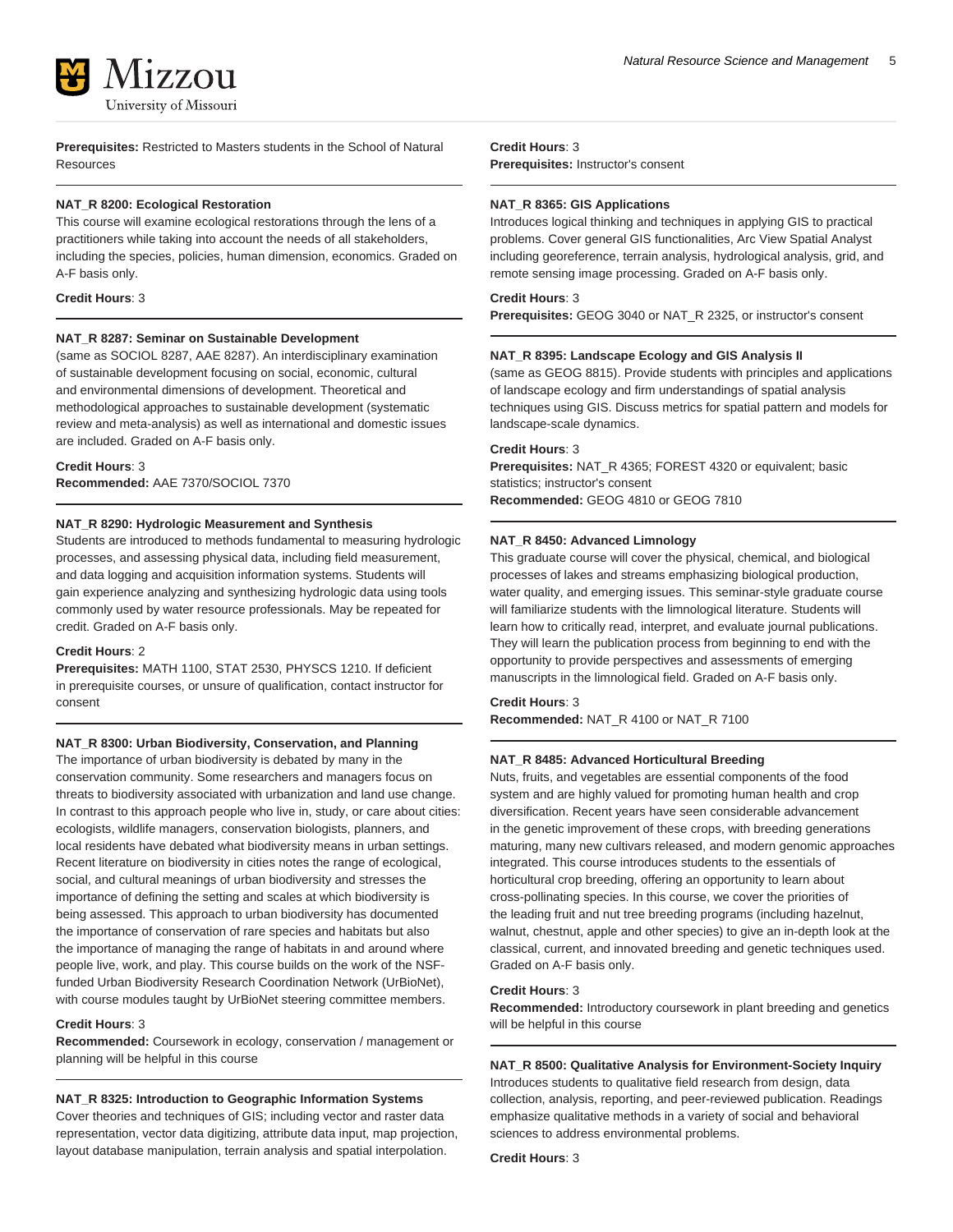**Prerequisites:** Restricted to Masters students in the School of Natural Resources

---

**NAT_R 8200: Ecological Restoration**

This course will examine ecological restorations through the lens of a practitioners while taking into account the needs of all stakeholders, including the species, policies, human dimension, economics. Graded on A-F basis only.

**Credit Hours**: 3

---

**NAT_R 8287: Seminar on Sustainable Development**

(same as SOCIOL 8287, AAE 8287). An interdisciplinary examination of sustainable development focusing on social, economic, cultural and environmental dimensions of development. Theoretical and methodological approaches to sustainable development (systematic review and meta-analysis) as well as international and domestic issues are included. Graded on A-F basis only.

**Credit Hours**: 3
**Recommended:** AAE 7370/SOCIOL 7370

---

**NAT_R 8290: Hydrologic Measurement and Synthesis**

Students are introduced to methods fundamental to measuring hydrologic processes, and assessing physical data, including field measurement, and data logging and acquisition information systems. Students will gain experience analyzing and synthesizing hydrologic data using tools commonly used by water resource professionals. May be repeated for credit. Graded on A-F basis only.

**Credit Hours**: 2
**Prerequisites:** MATH 1100, STAT 2530, PHYSCS 1210. If deficient in prerequisite courses, or unsure of qualification, contact instructor for consent

---

**NAT_R 8300: Urban Biodiversity, Conservation, and Planning**

The importance of urban biodiversity is debated by many in the conservation community. Some researchers and managers focus on threats to biodiversity associated with urbanization and land use change. In contrast to this approach people who live in, study, or care about cities: ecologists, wildlife managers, conservation biologists, planners, and local residents have debated what biodiversity means in urban settings. Recent literature on biodiversity in cities notes the range of ecological, social, and cultural meanings of urban biodiversity and stresses the importance of defining the setting and scales at which biodiversity is being assessed. This approach to urban biodiversity has documented the importance of conservation of rare species and habitats but also the importance of managing the range of habitats in and around where people live, work, and play. This course builds on the work of the NSF-funded Urban Biodiversity Research Coordination Network (UrBioNet), with course modules taught by UrBioNet steering committee members.

**Credit Hours**: 3
**Recommended:** Coursework in ecology, conservation / management or planning will be helpful in this course

---

**NAT_R 8325: Introduction to Geographic Information Systems**

Cover theories and techniques of GIS; including vector and raster data representation, vector data digitizing, attribute data input, map projection, layout database manipulation, terrain analysis and spatial interpolation.

**Credit Hours**: 3
**Prerequisites:** Instructor's consent

---

**NAT_R 8365: GIS Applications**

Introduces logical thinking and techniques in applying GIS to practical problems. Cover general GIS functionalities, Arc View Spatial Analyst including georeference, terrain analysis, hydrological analysis, grid, and remote sensing image processing. Graded on A-F basis only.

**Credit Hours**: 3
**Prerequisites:** GEOG 3040 or NAT_R 2325, or instructor's consent

---

**NAT_R 8395: Landscape Ecology and GIS Analysis II**

(same as GEOG 8815). Provide students with principles and applications of landscape ecology and firm understandings of spatial analysis techniques using GIS. Discuss metrics for spatial pattern and models for landscape-scale dynamics.

**Credit Hours**: 3
**Prerequisites:** NAT_R 4365; FOREST 4320 or equivalent; basic statistics; instructor's consent
**Recommended:** GEOG 4810 or GEOG 7810

---

**NAT_R 8450: Advanced Limnology**

This graduate course will cover the physical, chemical, and biological processes of lakes and streams emphasizing biological production, water quality, and emerging issues. This seminar-style graduate course will familiarize students with the limnological literature. Students will learn how to critically read, interpret, and evaluate journal publications. They will learn the publication process from beginning to end with the opportunity to provide perspectives and assessments of emerging manuscripts in the limnological field. Graded on A-F basis only.

**Credit Hours**: 3
**Recommended:** NAT_R 4100 or NAT_R 7100

---

**NAT_R 8485: Advanced Horticultural Breeding**

Nuts, fruits, and vegetables are essential components of the food system and are highly valued for promoting human health and crop diversification. Recent years have seen considerable advancement in the genetic improvement of these crops, with breeding generations maturing, many new cultivars released, and modern genomic approaches integrated. This course introduces students to the essentials of horticultural crop breeding, offering an opportunity to learn about cross-pollinating species. In this course, we cover the priorities of the leading fruit and nut tree breeding programs (including hazelnut, walnut, chestnut, apple and other species) to give an in-depth look at the classical, current, and innovated breeding and genetic techniques used. Graded on A-F basis only.

**Credit Hours**: 3
**Recommended:** Introductory coursework in plant breeding and genetics will be helpful in this course

---

**NAT_R 8500: Qualitative Analysis for Environment-Society Inquiry**

Introduces students to qualitative field research from design, data collection, analysis, reporting, and peer-reviewed publication. Readings emphasize qualitative methods in a variety of social and behavioral sciences to address environmental problems.

**Credit Hours**: 3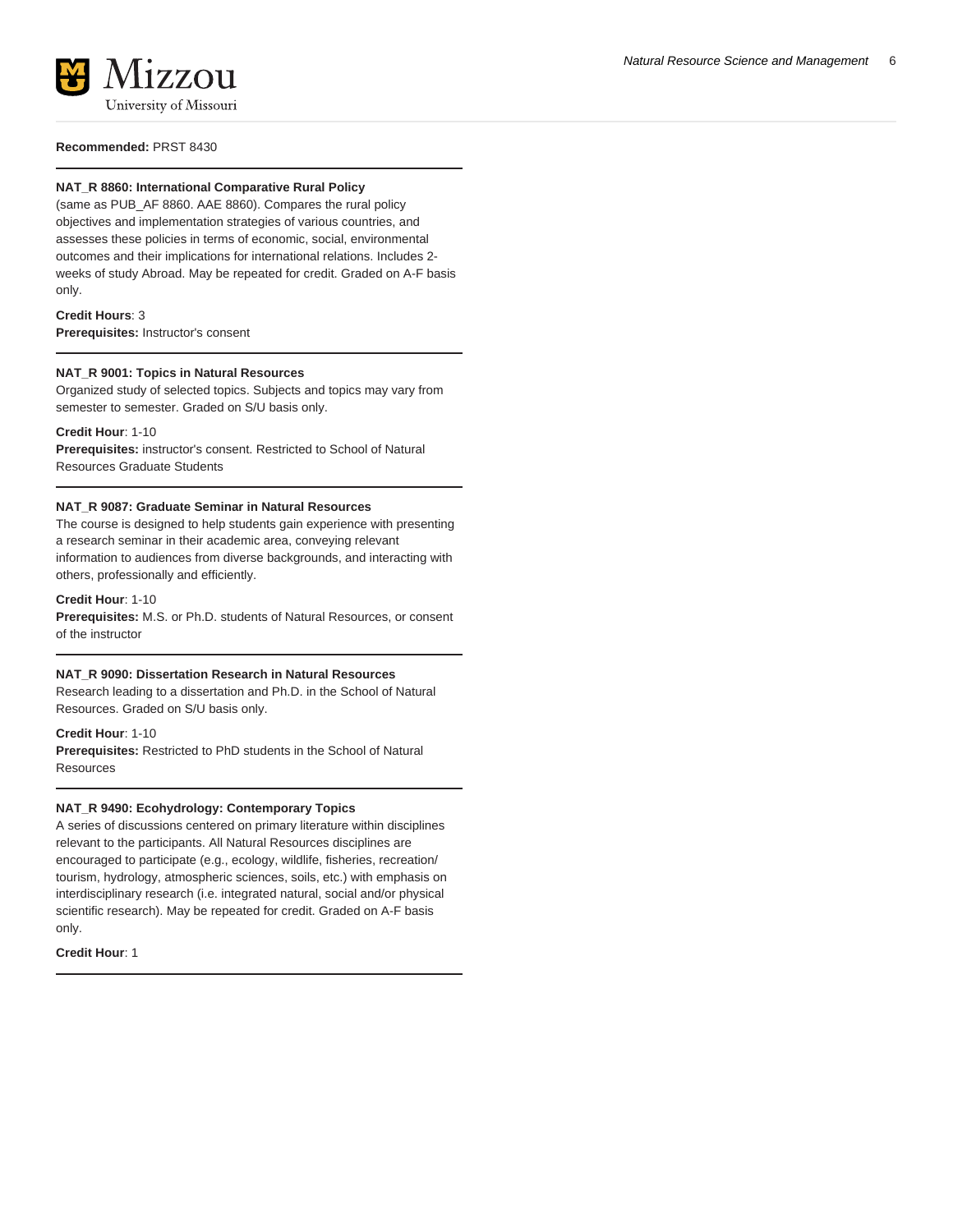**Recommended:** PRST 8430

---

**NAT_R 8860: International Comparative Rural Policy**

(same as PUB_AF 8860. AAE 8860). Compares the rural policy objectives and implementation strategies of various countries, and assesses these policies in terms of economic, social, environmental outcomes and their implications for international relations. Includes 2-weeks of study Abroad. May be repeated for credit. Graded on A-F basis only.

**Credit Hours**: 3
**Prerequisites:** Instructor's consent

---

**NAT_R 9001: Topics in Natural Resources**

Organized study of selected topics. Subjects and topics may vary from semester to semester. Graded on S/U basis only.

**Credit Hour**: 1-10
**Prerequisites:** instructor's consent. Restricted to School of Natural Resources Graduate Students

---

**NAT_R 9087: Graduate Seminar in Natural Resources**

The course is designed to help students gain experience with presenting a research seminar in their academic area, conveying relevant information to audiences from diverse backgrounds, and interacting with others, professionally and efficiently.

**Credit Hour**: 1-10
**Prerequisites:** M.S. or Ph.D. students of Natural Resources, or consent of the instructor

---

**NAT_R 9090: Dissertation Research in Natural Resources**

Research leading to a dissertation and Ph.D. in the School of Natural Resources. Graded on S/U basis only.

**Credit Hour**: 1-10
**Prerequisites:** Restricted to PhD students in the School of Natural Resources

---

**NAT_R 9490: Ecohydrology: Contemporary Topics**

A series of discussions centered on primary literature within disciplines relevant to the participants. All Natural Resources disciplines are encouraged to participate (e.g., ecology, wildlife, fisheries, recreation/tourism, hydrology, atmospheric sciences, soils, etc.) with emphasis on interdisciplinary research (i.e. integrated natural, social and/or physical scientific research). May be repeated for credit. Graded on A-F basis only.

**Credit Hour**: 1

---